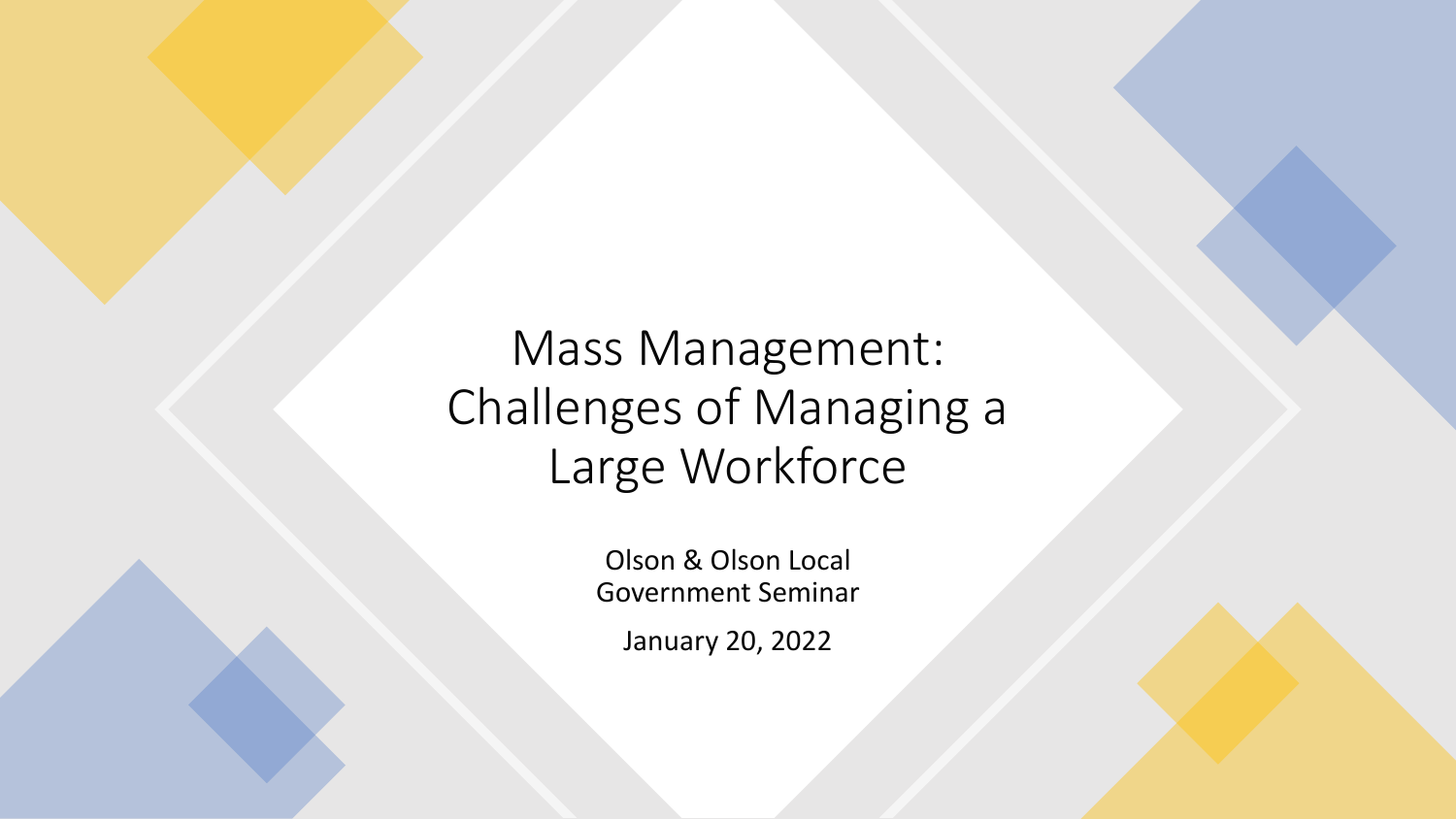# Mass Management: Challenges of Managing a Large Workforce

Olson & Olson Local Government Seminar

January 20, 2022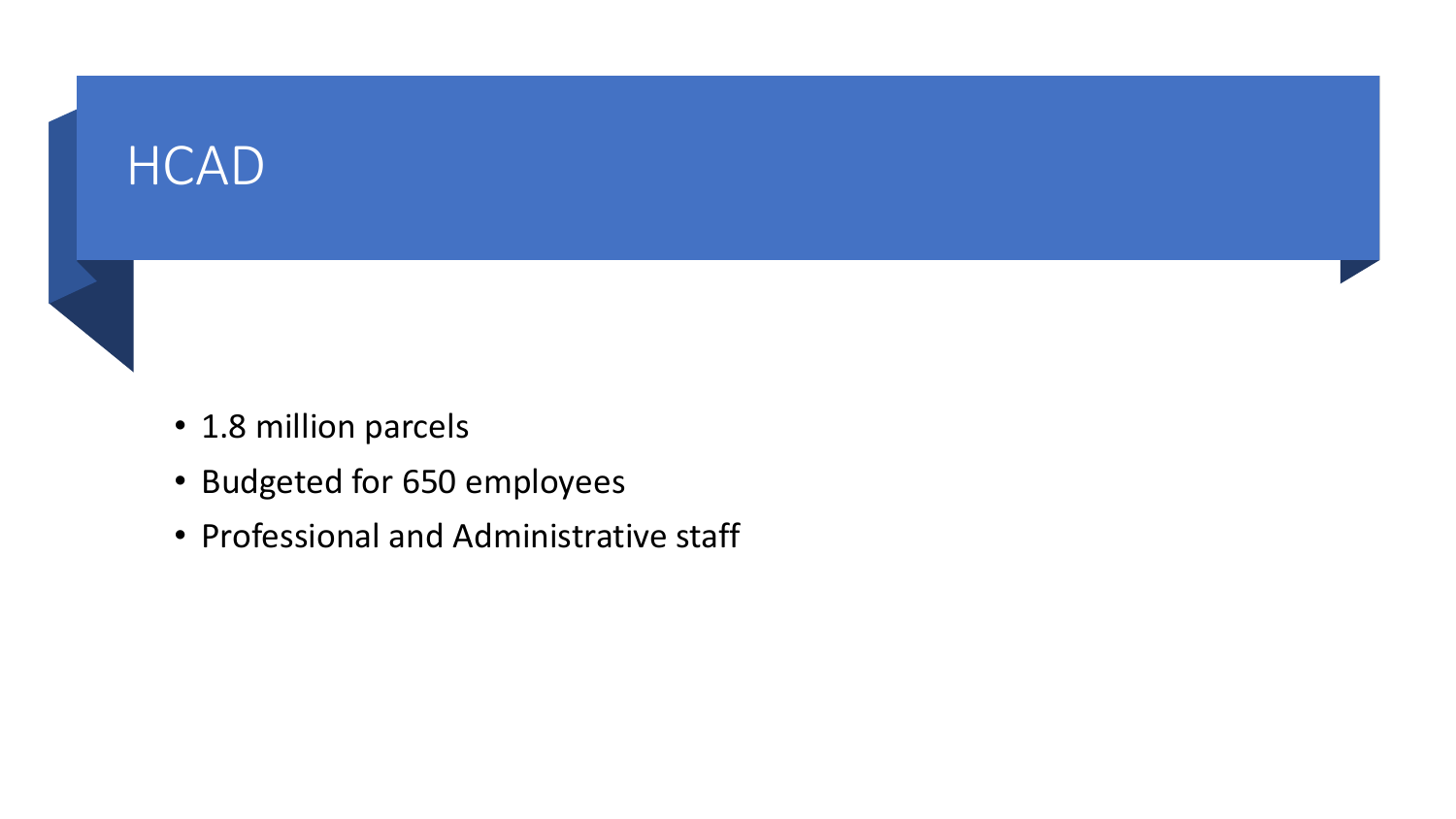# HCAD

- 1.8 million parcels
- Budgeted for 650 employees
- Professional and Administrative staff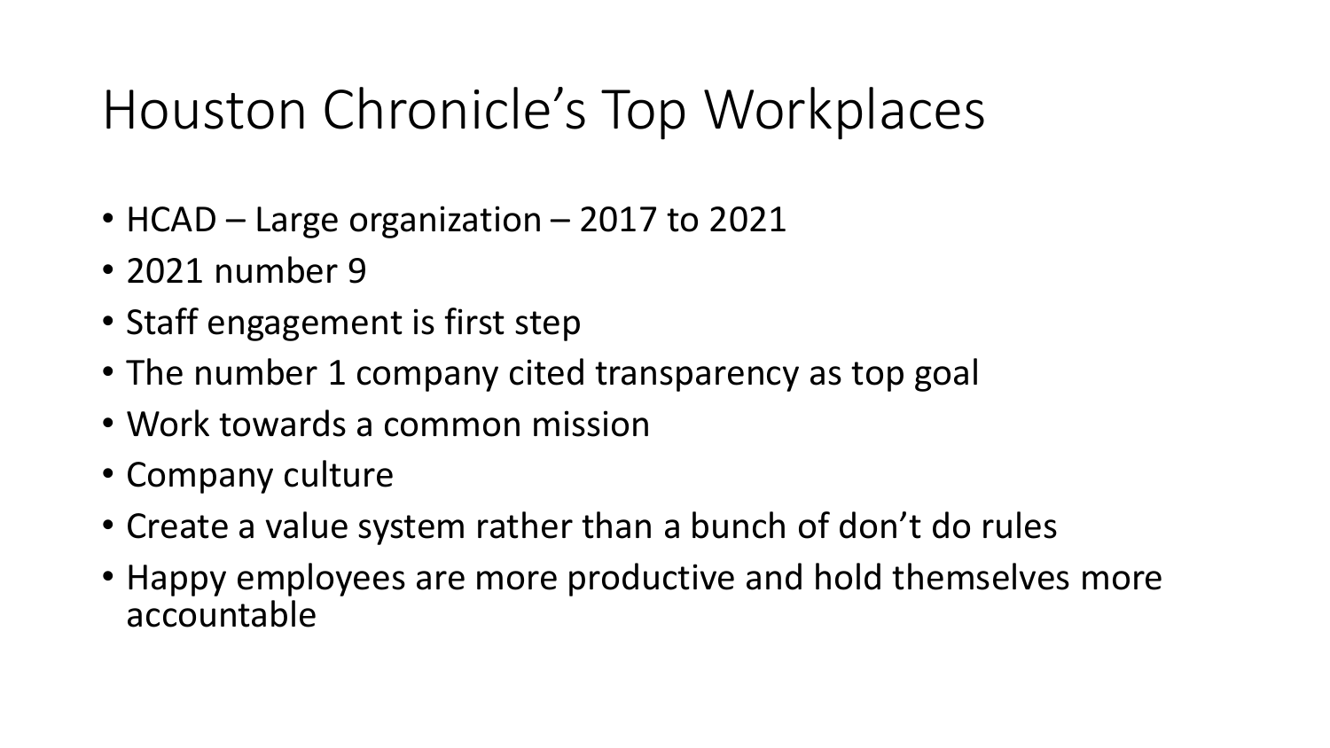# Houston Chronicle’s Top Workplaces

- HCAD – Large organization – 2017 to 2021
- 2021 number 9
- Staff engagement is first step
- The number 1 company cited transparency as top goal
- Work towards a common mission
- Company culture
- Create a value system rather than a bunch of don’t do rules
- Happy employees are more productive and hold themselves more accountable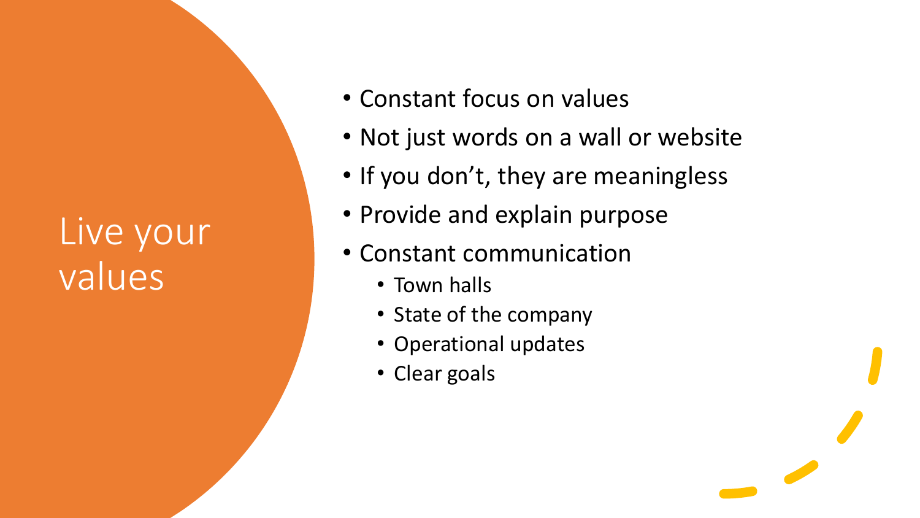# Live your values

- Constant focus on values
- Not just words on a wall or website
- If you don’t, they are meaningless
- Provide and explain purpose
- Constant communication
  - Town halls
  - State of the company
  - Operational updates
  - Clear goals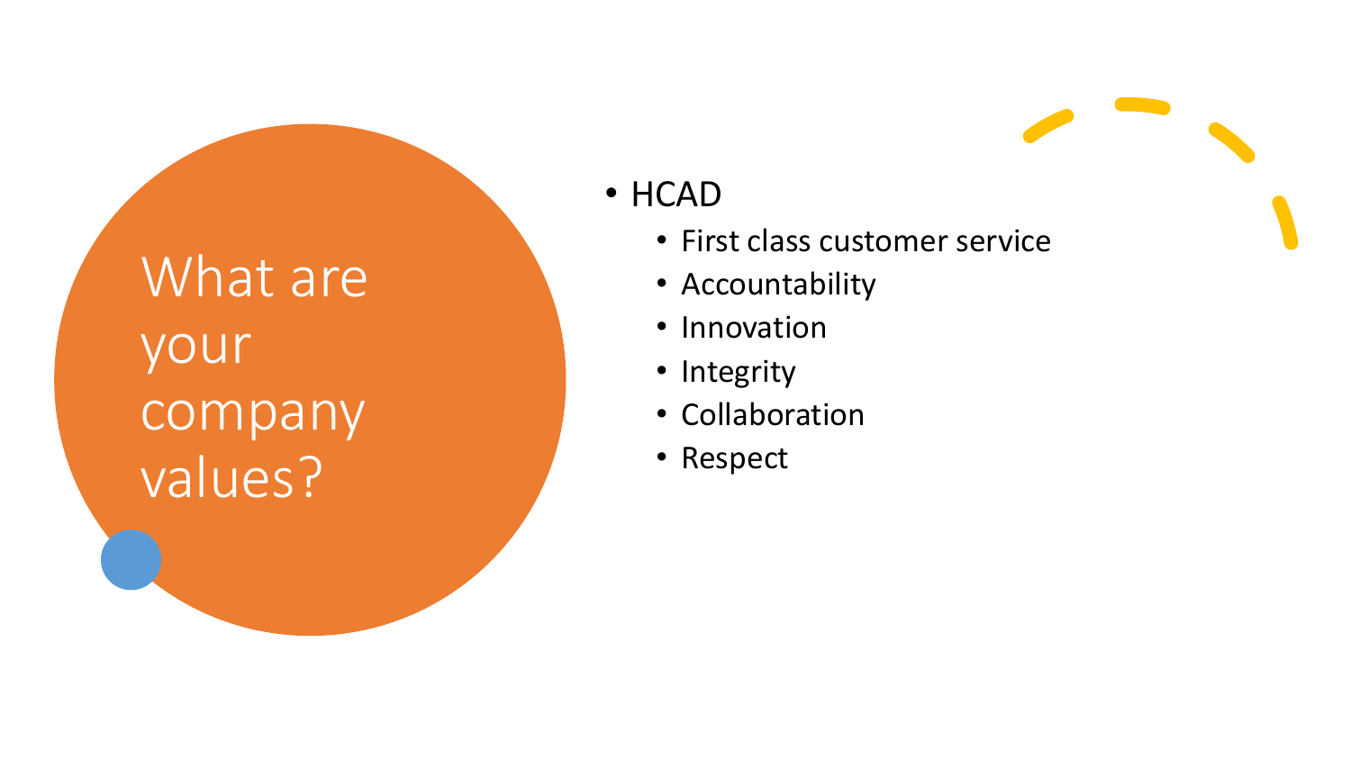# What are your company values?

- HCAD
  - First class customer service
  - Accountability
  - Innovation
  - Integrity
  - Collaboration
  - Respect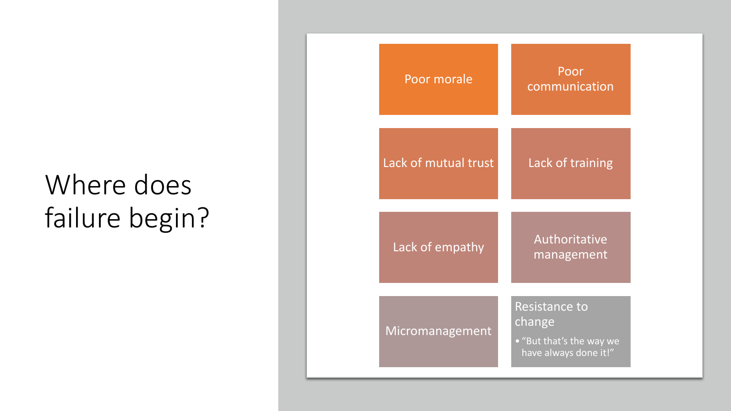# Where does failure begin?

- Poor morale
- Poor communication
- Lack of mutual trust
- Lack of training
- Lack of empathy
- Authoritative management
- Micromanagement
- Resistance to change
  - "But that's the way we have always done it!"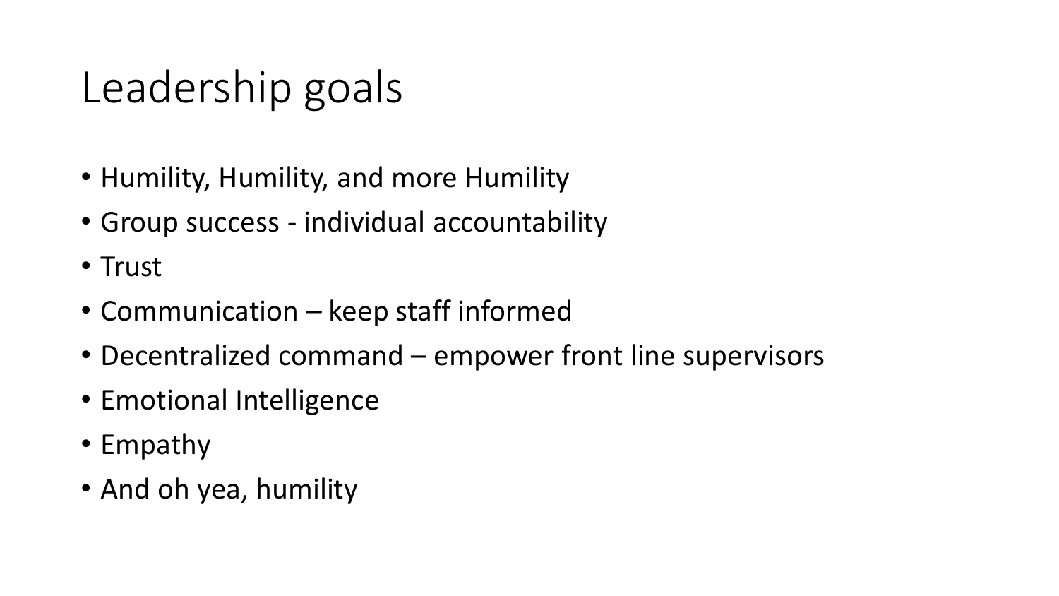# Leadership goals

- Humility, Humility, and more Humility
- Group success - individual accountability
- Trust
- Communication – keep staff informed
- Decentralized command – empower front line supervisors
- Emotional Intelligence
- Empathy
- And oh yea, humility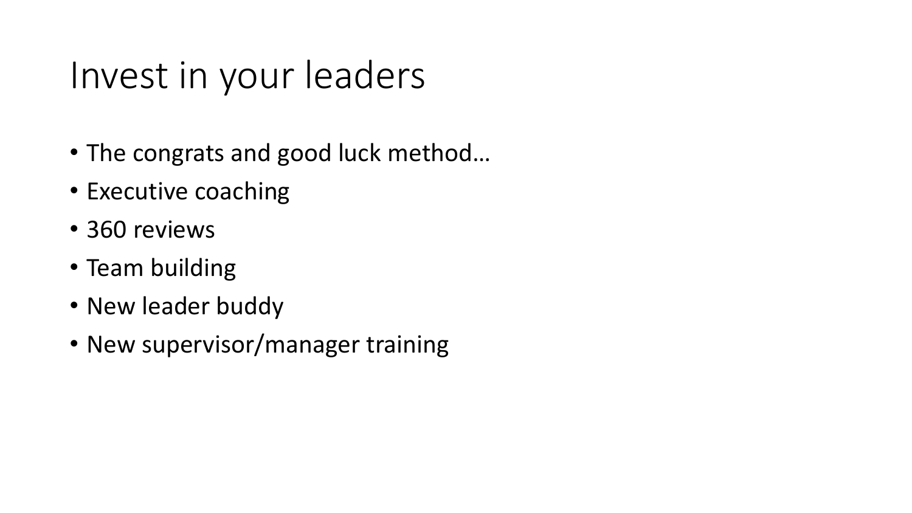# Invest in your leaders

- The congrats and good luck method…
- Executive coaching
- 360 reviews
- Team building
- New leader buddy
- New supervisor/manager training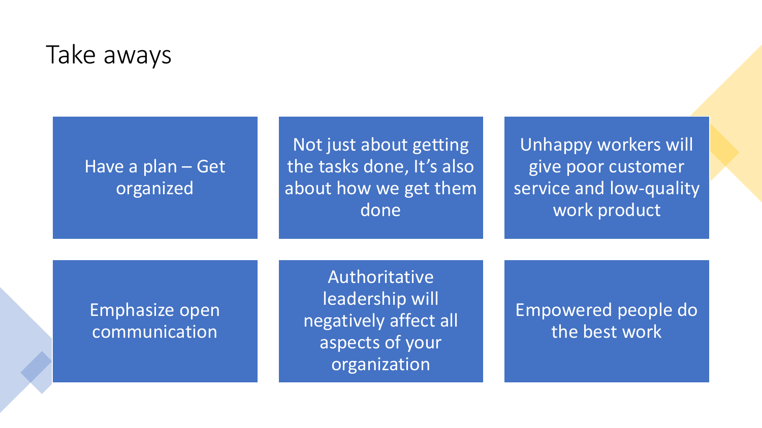# Take aways

- Have a plan – Get organized
- Not just about getting the tasks done, It's also about how we get them done
- Unhappy workers will give poor customer service and low-quality work product
- Emphasize open communication
- Authoritative leadership will negatively affect all aspects of your organization
- Empowered people do the best work